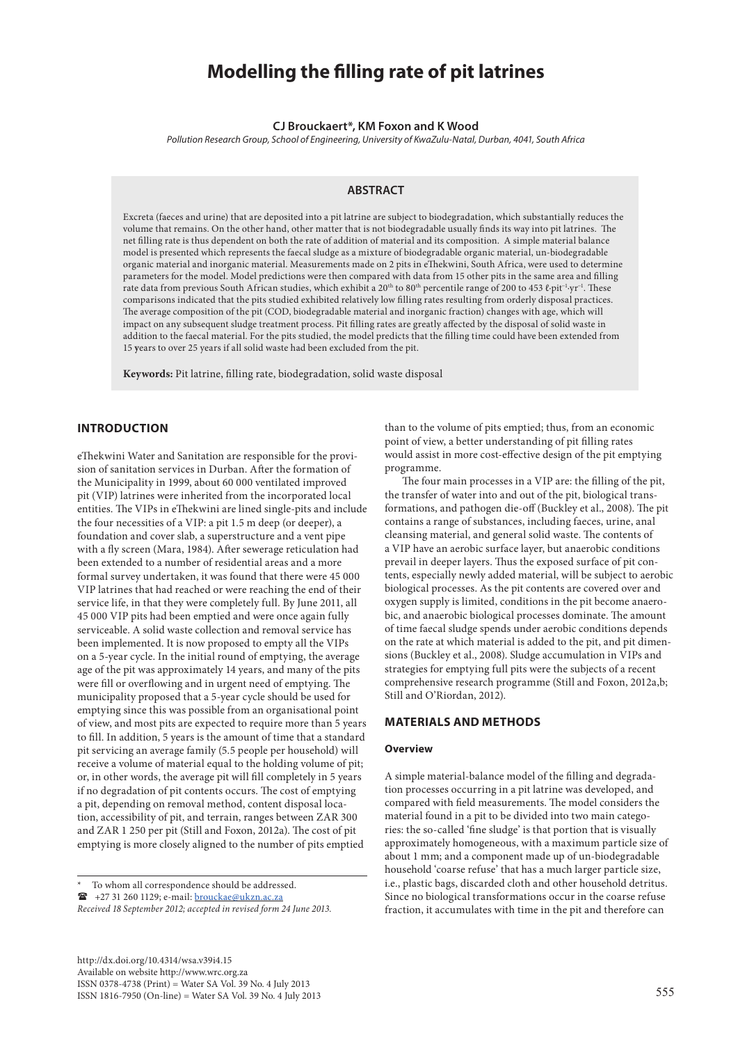# Modelling the filling rate of pit latrines

**CJ Brouckaert\*, KM Foxon and K Wood**

*Pollution Research Group, School of Engineering, University of KwaZulu-Natal, Durban, 4041, South Africa*

## ABSTRACT

Excreta (faeces and urine) that are deposited into a pit latrine are subject to biodegradation, which substantially reduces the volume that remains. On the other hand, other matter that is not biodegradable usually finds its way into pit latrines. The net filling rate is thus dependent on both the rate of addition of material and its composition. A simple material balance model is presented which represents the faecal sludge as a mixture of biodegradable organic material, un-biodegradable organic material and inorganic material. Measurements made on 2 pits in eThekwini, South Africa, were used to determine parameters for the model. Model predictions were then compared with data from 15 other pits in the same area and filling rate data from previous South African studies, which exhibit a 20th to 80th percentile range of 200 to 453 ℓ·pit⁻¹·yr⁻¹. These comparisons indicated that the pits studied exhibited relatively low filling rates resulting from orderly disposal practices. The average composition of the pit (COD, biodegradable material and inorganic fraction) changes with age, which will impact on any subsequent sludge treatment process. Pit filling rates are greatly affected by the disposal of solid waste in addition to the faecal material. For the pits studied, the model predicts that the filling time could have been extended from 15 years to over 25 years if all solid waste had been excluded from the pit.

**Keywords:** Pit latrine, filling rate, biodegradation, solid waste disposal

## INTRODUCTION

eThekwini Water and Sanitation are responsible for the provision of sanitation services in Durban. After the formation of the Municipality in 1999, about 60 000 ventilated improved pit (VIP) latrines were inherited from the incorporated local entities. The VIPs in eThekwini are lined single-pits and include the four necessities of a VIP: a pit 1.5 m deep (or deeper), a foundation and cover slab, a superstructure and a vent pipe with a fly screen (Mara, 1984). After sewerage reticulation had been extended to a number of residential areas and a more formal survey undertaken, it was found that there were 45 000 VIP latrines that had reached or were reaching the end of their service life, in that they were completely full. By June 2011, all 45 000 VIP pits had been emptied and were once again fully serviceable. A solid waste collection and removal service has been implemented. It is now proposed to empty all the VIPs on a 5-year cycle. In the initial round of emptying, the average age of the pit was approximately 14 years, and many of the pits were fill or overflowing and in urgent need of emptying. The municipality proposed that a 5-year cycle should be used for emptying since this was possible from an organisational point of view, and most pits are expected to require more than 5 years to fill. In addition, 5 years is the amount of time that a standard pit servicing an average family (5.5 people per household) will receive a volume of material equal to the holding volume of pit; or, in other words, the average pit will fill completely in 5 years if no degradation of pit contents occurs. The cost of emptying a pit, depending on removal method, content disposal location, accessibility of pit, and terrain, ranges between ZAR 300 and ZAR 1 250 per pit (Still and Foxon, 2012a). The cost of pit emptying is more closely aligned to the number of pits emptied than to the volume of pits emptied; thus, from an economic point of view, a better understanding of pit filling rates would assist in more cost-effective design of the pit emptying programme.

The four main processes in a VIP are: the filling of the pit, the transfer of water into and out of the pit, biological transformations, and pathogen die-off (Buckley et al., 2008). The pit contains a range of substances, including faeces, urine, anal cleansing material, and general solid waste. The contents of a VIP have an aerobic surface layer, but anaerobic conditions prevail in deeper layers. Thus the exposed surface of pit contents, especially newly added material, will be subject to aerobic biological processes. As the pit contents are covered over and oxygen supply is limited, conditions in the pit become anaerobic, and anaerobic biological processes dominate. The amount of time faecal sludge spends under aerobic conditions depends on the rate at which material is added to the pit, and pit dimensions (Buckley et al., 2008). Sludge accumulation in VIPs and strategies for emptying full pits were the subjects of a recent comprehensive research programme (Still and Foxon, 2012a,b; Still and O'Riordan, 2012).

## MATERIALS AND METHODS

### Overview

A simple material-balance model of the filling and degradation processes occurring in a pit latrine was developed, and compared with field measurements. The model considers the material found in a pit to be divided into two main categories: the so-called 'fine sludge' is that portion that is visually approximately homogeneous, with a maximum particle size of about 1 mm; and a component made up of un-biodegradable household 'coarse refuse' that has a much larger particle size, i.e., plastic bags, discarded cloth and other household detritus. Since no biological transformations occur in the coarse refuse fraction, it accumulates with time in the pit and therefore can

\* To whom all correspondence should be addressed.
☎ +27 31 260 1129; e-mail: brouckae@ukzn.ac.za
*Received 18 September 2012; accepted in revised form 24 June 2013.*

http://dx.doi.org/10.4314/wsa.v39i4.15
Available on website http://www.wrc.org.za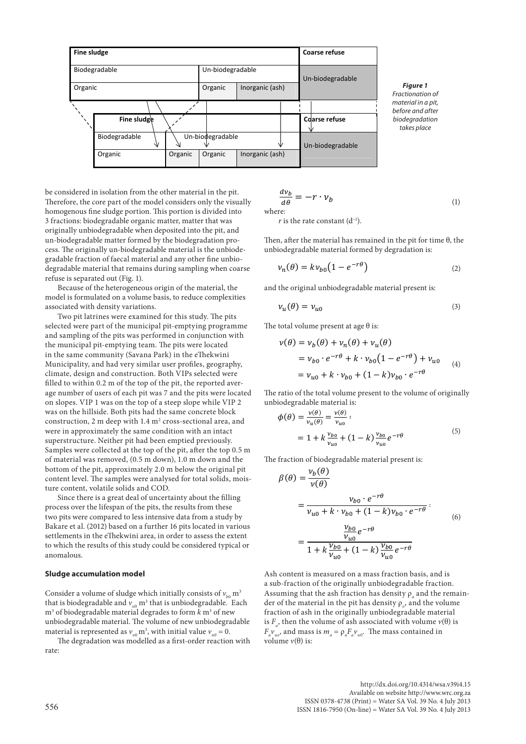| Fine sludge | | | Coarse refuse |
|---|---|---|---|
| Biodegradable | Un-biodegradable | | Un-biodegradable |
| Organic | Organic | Inorganic (ash) | |

| Fine sludge | | | | Coarse refuse |
|---|---|---|---|---|
| Biodegradable | Un-biodegradable | | | Un-biodegradable |
| Organic | Organic | Organic | Inorganic (ash) | |

***Figure 1***
*Fractionation of material in a pit, before and after biodegradation takes place*

be considered in isolation from the other material in the pit. Therefore, the core part of the model considers only the visually homogenous fine sludge portion. This portion is divided into 3 fractions: biodegradable organic matter, matter that was originally unbiodegradable when deposited into the pit, and un-biodegradable matter formed by the biodegradation process. The originally un-biodegradable material is the unbiodegradable fraction of faecal material and any other fine unbiodegradable material that remains during sampling when coarse refuse is separated out (Fig. 1).

Because of the heterogeneous origin of the material, the model is formulated on a volume basis, to reduce complexities associated with density variations.

Two pit latrines were examined for this study. The pits selected were part of the municipal pit-emptying programme and sampling of the pits was performed in conjunction with the municipal pit-emptying team. The pits were located in the same community (Savana Park) in the eThekwini Municipality, and had very similar user profiles, geography, climate, design and construction. Both VIPs selected were filled to within 0.2 m of the top of the pit, the reported average number of users of each pit was 7 and the pits were located on slopes. VIP 1 was on the top of a steep slope while VIP 2 was on the hillside. Both pits had the same concrete block construction, 2 m deep with 1.4 m$^2$ cross-sectional area, and were in approximately the same condition with an intact superstructure. Neither pit had been emptied previously. Samples were collected at the top of the pit, after the top 0.5 m of material was removed, (0.5 m down), 1.0 m down and the bottom of the pit, approximately 2.0 m below the original pit content level. The samples were analysed for total solids, moisture content, volatile solids and COD.

Since there is a great deal of uncertainty about the filling process over the lifespan of the pits, the results from these two pits were compared to less intensive data from a study by Bakare et al. (2012) based on a further 16 pits located in various settlements in the eThekwini area, in order to assess the extent to which the results of this study could be considered typical or anomalous.

### Sludge accumulation model

Consider a volume of sludge which initially consists of $v_{b0}$ m$^3$ that is biodegradable and $v_{u0}$ m$^3$ that is unbiodegradable. Each m$^3$ of biodegradable material degrades to form $k$ m$^3$ of new unbiodegradable material. The volume of new unbiodegradable material is represented as $v_{n0}$ m$^3$, with initial value $v_{n0} = 0$.

The degradation was modelled as a first-order reaction with rate:

$$\frac{dv_b}{d\theta} = -r \cdot v_b \tag{1}$$

where:

$r$ is the rate constant (d$^{-1}$).

Then, after the material has remained in the pit for time θ, the unbiodegradable material formed by degradation is:

$$v_n(\theta) = kv_{b0}\left(1 - e^{-r\theta}\right) \tag{2}$$

and the original unbiodegradable material present is:

$$v_u(\theta) = v_{u0} \tag{3}$$

The total volume present at age θ is:

$$\begin{aligned} v(\theta) &= v_b(\theta) + v_n(\theta) + v_u(\theta) \\ &= v_{b0} \cdot e^{-r\theta} + k \cdot v_{b0}\left(1 - e^{-r\theta}\right) + v_{u0} \\ &= v_{u0} + k \cdot v_{b0} + (1-k)v_{b0} \cdot e^{-r\theta} \end{aligned} \tag{4}$$

The ratio of the total volume present to the volume of originally unbiodegradable material is:

$$\begin{aligned} \phi(\theta) &= \frac{v(\theta)}{v_u(\theta)} = \frac{v(\theta)}{v_{u0}} : \\ &= 1 + k\frac{v_{b0}}{v_{u0}} + (1-k)\frac{v_{b0}}{v_{u0}}e^{-r\theta} \end{aligned} \tag{5}$$

The fraction of biodegradable material present is:

$$\begin{aligned} \beta(\theta) &= \frac{v_b(\theta)}{v(\theta)} \\ &= \frac{v_{b0} \cdot e^{-r\theta}}{v_{u0} + k \cdot v_{b0} + (1-k)v_{b0} \cdot e^{-r\theta}} : \\ &= \frac{\dfrac{v_{b0}}{v_{u0}}e^{-r\theta}}{1 + k\dfrac{v_{b0}}{v_{u0}} + (1-k)\dfrac{v_{b0}}{v_{u0}}e^{-r\theta}} \end{aligned} \tag{6}$$

Ash content is measured on a mass fraction basis, and is a sub-fraction of the originally unbiodegradable fraction. Assuming that the ash fraction has density $\rho_a$ and the remainder of the material in the pit has density $\rho_o$, and the volume fraction of ash in the originally unbiodegradable material is $F_a$, then the volume of ash associated with volume $v(\theta)$ is $F_a v_{u0}$, and mass is $m_a = \rho_a F_a v_{u0}$. The mass contained in volume $v(\theta)$ is: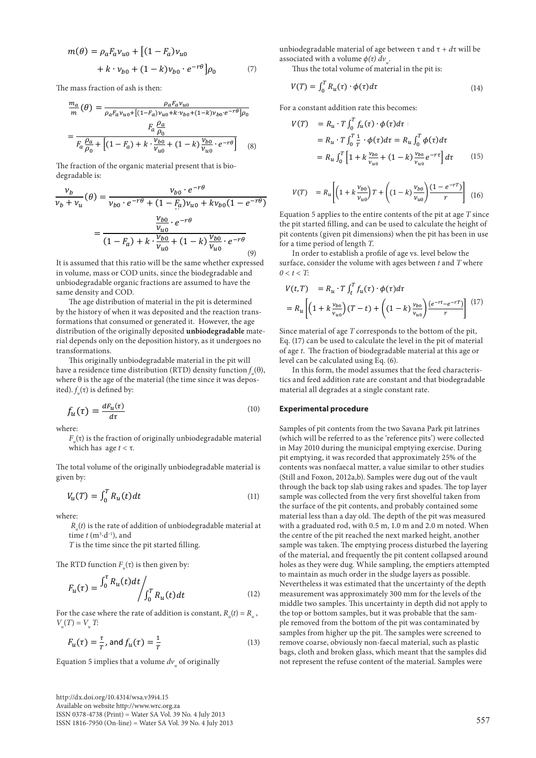$$m(\theta) = \rho_a F_a v_{u0} + \left[(1 - F_a)v_{u0} + k \cdot v_{b0} + (1 - k)v_{b0} \cdot e^{-r\theta}\right]\rho_0 \tag{7}$$

The mass fraction of ash is then:

$$\frac{m_a}{m}(\theta) = \frac{\rho_a F_a v_{u0}}{\rho_a F_a v_{u0} + \left[(1-F_a)v_{u0} + k \cdot v_{b0} + (1-k)v_{b0} \cdot e^{-r\theta}\right]\rho_0}$$

$$= \frac{F_a \dfrac{\rho_a}{\rho_0}}{F_a \dfrac{\rho_a}{\rho_0} + \left[(1 - F_a) + k \cdot \dfrac{v_{b0}}{v_{u0}} + (1 - k)\dfrac{v_{b0}}{v_{u0}} \cdot e^{-r\theta}\right]} \tag{8}$$

The fraction of the organic material present that is biodegradable is:

$$\frac{v_b}{v_b + v_u}(\theta) = \frac{v_{b0} \cdot e^{-r\theta}}{v_{b0} \cdot e^{-r\theta} + (1 - F_a)v_{u0} + k v_{b0}(1 - e^{-r\theta})}$$

$$= \frac{\dfrac{v_{b0}}{v_{u0}} \cdot e^{-r\theta}}{(1 - F_a) + k \cdot \dfrac{v_{b0}}{v_{u0}} + (1 - k)\dfrac{v_{b0}}{v_{u0}} \cdot e^{-r\theta}} \tag{9}$$

It is assumed that this ratio will be the same whether expressed in volume, mass or COD units, since the biodegradable and unbiodegradable organic fractions are assumed to have the same density and COD.

The age distribution of material in the pit is determined by the history of when it was deposited and the reaction transformations that consumed or generated it. However, the age distribution of the originally deposited **unbiodegradable** material depends only on the deposition history, as it undergoes no transformations.

This originally unbiodegradable material in the pit will have a residence time distribution (RTD) density function $f_u(\theta)$, where θ is the age of the material (the time since it was deposited). $f_u(\tau)$ is defined by:

$$f_u(\tau) = \frac{dF_u(\tau)}{d\tau} \tag{10}$$

where:

$F_u(\tau)$ is the fraction of originally unbiodegradable material which has age $t < \tau$.

The total volume of the originally unbiodegradable material is given by:

$$V_u(T) = \int_0^T R_u(t)dt \tag{11}$$

where:

$R_u(t)$ is the rate of addition of unbiodegradable material at time $t$ ($m^3 \cdot d^{-1}$), and

$T$ is the time since the pit started filling.

The RTD function $F_u(\tau)$ is then given by:

$$F_u(\tau) = \int_0^\tau R_u(t)dt \Big/ \int_0^T R_u(t)dt \tag{12}$$

For the case where the rate of addition is constant, $R_u(t) = R_u$, $V_u(T) = V_u T$:

$$F_u(\tau) = \frac{\tau}{T}, \text{ and } f_u(\tau) = \frac{1}{T} \tag{13}$$

Equation 5 implies that a volume $dv_u$ of originally unbiodegradable material of age between τ and τ + dτ will be associated with a volume $\phi(\tau)\, dv_u$.

Thus the total volume of material in the pit is:

$$V(T) = \int_0^T R_u(\tau) \cdot \phi(\tau)d\tau \tag{14}$$

For a constant addition rate this becomes:

$$\begin{aligned} V(T) &= R_u \cdot T \int_0^T f_u(\tau) \cdot \phi(\tau)d\tau \\ &= R_u \cdot T \int_0^T \frac{1}{T} \cdot \phi(\tau)d\tau = R_u \int_0^T \phi(\tau)d\tau \\ &= R_u \int_0^T \left[1 + k\frac{v_{b0}}{v_{u0}} + (1 - k)\frac{v_{b0}}{v_{u0}}e^{-r\tau}\right]d\tau \end{aligned} \tag{15}$$

$$V(T) = R_u\left[\left(1 + k\frac{v_{b0}}{v_{u0}}\right)T + \left((1 - k)\frac{v_{b0}}{v_{u0}}\right)\frac{(1 - e^{-rT})}{r}\right] \tag{16}$$

Equation 5 applies to the entire contents of the pit at age $T$ since the pit started filling, and can be used to calculate the height of pit contents (given pit dimensions) when the pit has been in use for a time period of length $T$.

In order to establish a profile of age vs. level below the surface, consider the volume with ages between $t$ and $T$ where $0 < t < T$:

$$\begin{aligned} V(t,T) &= R_u \cdot T \int_t^T f_u(\tau) \cdot \phi(\tau)d\tau \\ &= R_u\left[\left(1 + k\frac{v_{b0}}{v_{u0}}\right)(T - t) + \left((1 - k)\frac{v_{b0}}{v_{u0}}\right)\frac{(e^{-rt} - e^{-rT})}{r}\right] \end{aligned} \tag{17}$$

Since material of age $T$ corresponds to the bottom of the pit, Eq. (17) can be used to calculate the level in the pit of material of age $t$. The fraction of biodegradable material at this age or level can be calculated using Eq. (6).

In this form, the model assumes that the feed characteristics and feed addition rate are constant and that biodegradable material all degrades at a single constant rate.

### Experimental procedure

Samples of pit contents from the two Savana Park pit latrines (which will be referred to as the 'reference pits') were collected in May 2010 during the municipal emptying exercise. During pit emptying, it was recorded that approximately 25% of the contents was nonfaecal matter, a value similar to other studies (Still and Foxon, 2012a,b). Samples were dug out of the vault through the back top slab using rakes and spades. The top layer sample was collected from the very first shovelful taken from the surface of the pit contents, and probably contained some material less than a day old. The depth of the pit was measured with a graduated rod, with 0.5 m, 1.0 m and 2.0 m noted. When the centre of the pit reached the next marked height, another sample was taken. The emptying process disturbed the layering of the material, and frequently the pit content collapsed around holes as they were dug. While sampling, the emptiers attempted to maintain as much order in the sludge layers as possible. Nevertheless it was estimated that the uncertainty of the depth measurement was approximately 300 mm for the levels of the middle two samples. This uncertainty in depth did not apply to the top or bottom samples, but it was probable that the sample removed from the bottom of the pit was contaminated by samples from higher up the pit. The samples were screened to remove coarse, obviously non-faecal material, such as plastic bags, cloth and broken glass, which meant that the samples did not represent the refuse content of the material. Samples were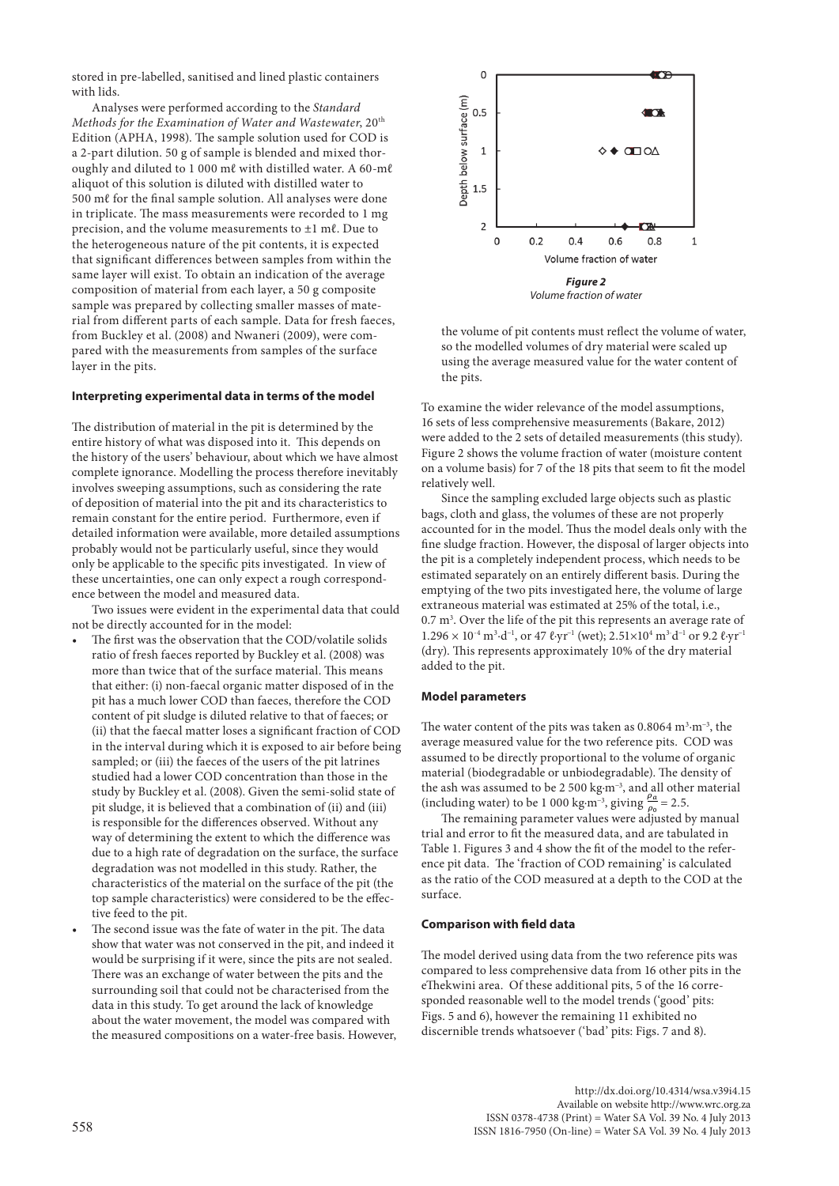stored in pre-labelled, sanitised and lined plastic containers with lids.

Analyses were performed according to the *Standard Methods for the Examination of Water and Wastewater*, 20th Edition (APHA, 1998). The sample solution used for COD is a 2-part dilution. 50 g of sample is blended and mixed thoroughly and diluted to 1 000 mℓ with distilled water. A 60-mℓ aliquot of this solution is diluted with distilled water to 500 mℓ for the final sample solution. All analyses were done in triplicate. The mass measurements were recorded to 1 mg precision, and the volume measurements to ±1 mℓ. Due to the heterogeneous nature of the pit contents, it is expected that significant differences between samples from within the same layer will exist. To obtain an indication of the average composition of material from each layer, a 50 g composite sample was prepared by collecting smaller masses of material from different parts of each sample. Data for fresh faeces, from Buckley et al. (2008) and Nwaneri (2009), were compared with the measurements from samples of the surface layer in the pits.

### Interpreting experimental data in terms of the model

The distribution of material in the pit is determined by the entire history of what was disposed into it. This depends on the history of the users' behaviour, about which we have almost complete ignorance. Modelling the process therefore inevitably involves sweeping assumptions, such as considering the rate of deposition of material into the pit and its characteristics to remain constant for the entire period. Furthermore, even if detailed information were available, more detailed assumptions probably would not be particularly useful, since they would only be applicable to the specific pits investigated. In view of these uncertainties, one can only expect a rough correspondence between the model and measured data.

Two issues were evident in the experimental data that could not be directly accounted for in the model:

- The first was the observation that the COD/volatile solids ratio of fresh faeces reported by Buckley et al. (2008) was more than twice that of the surface material. This means that either: (i) non-faecal organic matter disposed of in the pit has a much lower COD than faeces, therefore the COD content of pit sludge is diluted relative to that of faeces; or (ii) that the faecal matter loses a significant fraction of COD in the interval during which it is exposed to air before being sampled; or (iii) the faeces of the users of the pit latrines studied had a lower COD concentration than those in the study by Buckley et al. (2008). Given the semi-solid state of pit sludge, it is believed that a combination of (ii) and (iii) is responsible for the differences observed. Without any way of determining the extent to which the difference was due to a high rate of degradation on the surface, the surface degradation was not modelled in this study. Rather, the characteristics of the material on the surface of the pit (the top sample characteristics) were considered to be the effective feed to the pit.
- The second issue was the fate of water in the pit. The data show that water was not conserved in the pit, and indeed it would be surprising if it were, since the pits are not sealed. There was an exchange of water between the pits and the surrounding soil that could not be characterised from the data in this study. To get around the lack of knowledge about the water movement, the model was compared with the measured compositions on a water-free basis. However, the volume of pit contents must reflect the volume of water, so the modelled volumes of dry material were scaled up using the average measured value for the water content of the pits.

Depth below surface (m)
0
0.5
1
1.5
2
0 0.2 0.4 0.6 0.8 1
Volume fraction of water

***Figure 2***
*Volume fraction of water*

To examine the wider relevance of the model assumptions, 16 sets of less comprehensive measurements (Bakare, 2012) were added to the 2 sets of detailed measurements (this study). Figure 2 shows the volume fraction of water (moisture content on a volume basis) for 7 of the 18 pits that seem to fit the model relatively well.

Since the sampling excluded large objects such as plastic bags, cloth and glass, the volumes of these are not properly accounted for in the model. Thus the model deals only with the fine sludge fraction. However, the disposal of larger objects into the pit is a completely independent process, which needs to be estimated separately on an entirely different basis. During the emptying of the two pits investigated here, the volume of large extraneous material was estimated at 25% of the total, i.e., 0.7 m³. Over the life of the pit this represents an average rate of $1.296 \times 10^{-4}$ m³·d⁻¹, or 47 ℓ·yr⁻¹ (wet); $2.51\times10^{4}$ m³·d⁻¹ or 9.2 ℓ·yr⁻¹ (dry). This represents approximately 10% of the dry material added to the pit.

### Model parameters

The water content of the pits was taken as 0.8064 m³·m⁻³, the average measured value for the two reference pits. COD was assumed to be directly proportional to the volume of organic material (biodegradable or unbiodegradable). The density of the ash was assumed to be 2 500 kg·m⁻³, and all other material (including water) to be 1 000 kg·m⁻³, giving $\frac{\rho_a}{\rho_0} = 2.5$.

The remaining parameter values were adjusted by manual trial and error to fit the measured data, and are tabulated in Table 1. Figures 3 and 4 show the fit of the model to the reference pit data. The 'fraction of COD remaining' is calculated as the ratio of the COD measured at a depth to the COD at the surface.

### Comparison with field data

The model derived using data from the two reference pits was compared to less comprehensive data from 16 other pits in the eThekwini area. Of these additional pits, 5 of the 16 corresponded reasonable well to the model trends ('good' pits: Figs. 5 and 6), however the remaining 11 exhibited no discernible trends whatsoever ('bad' pits: Figs. 7 and 8).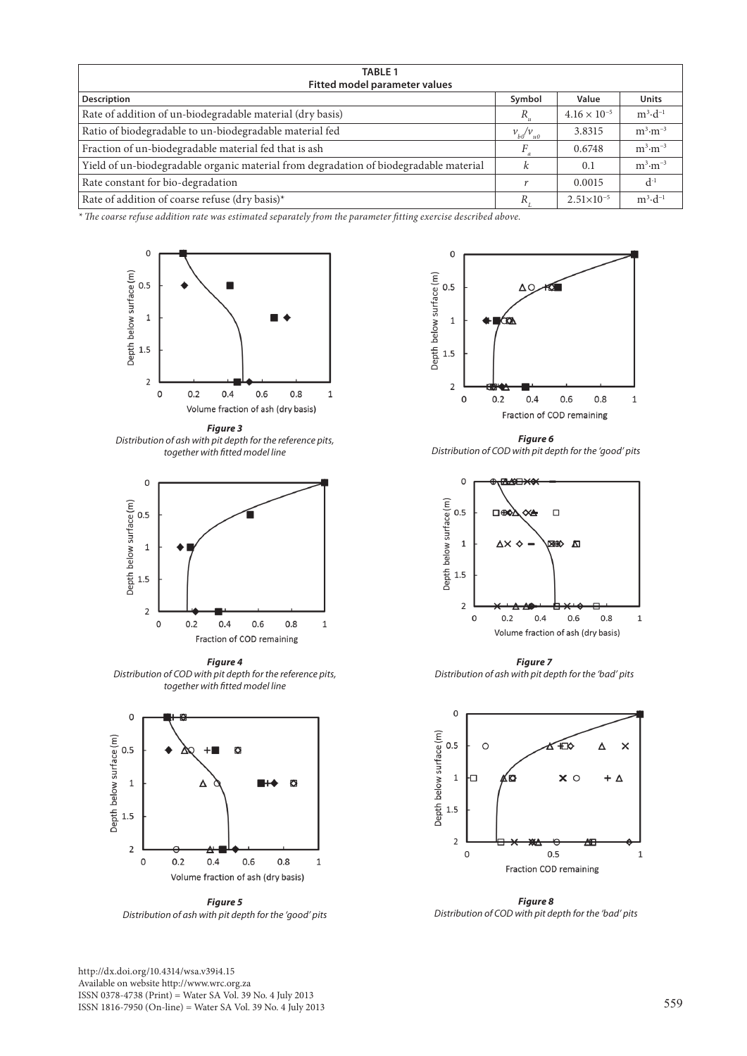| TABLE 1 Fitted model parameter values | | | |
|---|---|---|---|
| **Description** | **Symbol** | **Value** | **Units** |
| Rate of addition of un-biodegradable material (dry basis) | $R_u$ | $4.16 \times 10^{-5}$ | $m^3 \cdot d^{-1}$ |
| Ratio of biodegradable to un-biodegradable material fed | $v_{b0}/v_{u0}$ | 3.8315 | $m^3 \cdot m^{-3}$ |
| Fraction of un-biodegradable material fed that is ash | $F_a$ | 0.6748 | $m^3 \cdot m^{-3}$ |
| Yield of un-biodegradable organic material from degradation of biodegradable material | $k$ | 0.1 | $m^3 \cdot m^{-3}$ |
| Rate constant for bio-degradation | $r$ | 0.0015 | $d^{-1}$ |
| Rate of addition of coarse refuse (dry basis)* | $R_L$ | $2.51 \times 10^{-5}$ | $m^3 \cdot d^{-1}$ |

*\* The coarse refuse addition rate was estimated separately from the parameter fitting exercise described above.*

***Figure 3***
*Distribution of ash with pit depth for the reference pits, together with fitted model line*

***Figure 4***
*Distribution of COD with pit depth for the reference pits, together with fitted model line*

***Figure 5***
*Distribution of ash with pit depth for the 'good' pits*

***Figure 6***
*Distribution of COD with pit depth for the 'good' pits*

***Figure 7***
*Distribution of ash with pit depth for the 'bad' pits*

***Figure 8***
*Distribution of COD with pit depth for the 'bad' pits*

http://dx.doi.org/10.4314/wsa.v39i4.15
Available on website http://www.wrc.org.za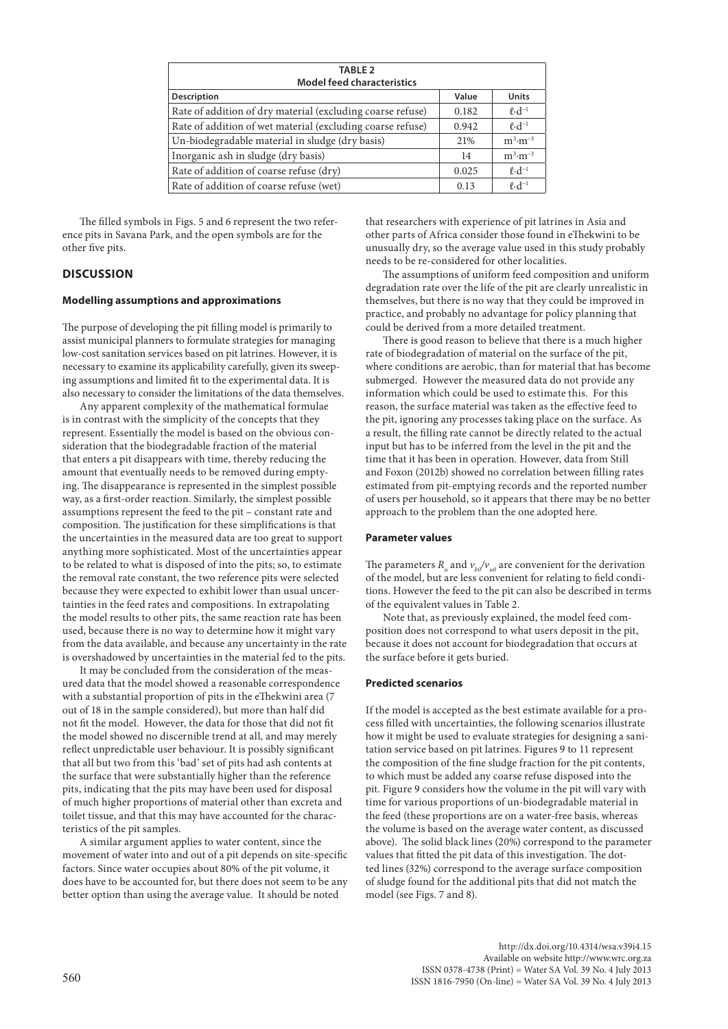**TABLE 2**
**Model feed characteristics**

| Description | Value | Units |
|---|---|---|
| Rate of addition of dry material (excluding coarse refuse) | 0.182 | $\ell \cdot d^{-1}$ |
| Rate of addition of wet material (excluding coarse refuse) | 0.942 | $\ell \cdot d^{-1}$ |
| Un-biodegradable material in sludge (dry basis) | 21% | $m^3 \cdot m^{-3}$ |
| Inorganic ash in sludge (dry basis) | 14 | $m^3 \cdot m^{-3}$ |
| Rate of addition of coarse refuse (dry) | 0.025 | $\ell \cdot d^{-1}$ |
| Rate of addition of coarse refuse (wet) | 0.13 | $\ell \cdot d^{-1}$ |

The filled symbols in Figs. 5 and 6 represent the two reference pits in Savana Park, and the open symbols are for the other five pits.

## DISCUSSION

### Modelling assumptions and approximations

The purpose of developing the pit filling model is primarily to assist municipal planners to formulate strategies for managing low-cost sanitation services based on pit latrines. However, it is necessary to examine its applicability carefully, given its sweeping assumptions and limited fit to the experimental data. It is also necessary to consider the limitations of the data themselves.

Any apparent complexity of the mathematical formulae is in contrast with the simplicity of the concepts that they represent. Essentially the model is based on the obvious consideration that the biodegradable fraction of the material that enters a pit disappears with time, thereby reducing the amount that eventually needs to be removed during emptying. The disappearance is represented in the simplest possible way, as a first-order reaction. Similarly, the simplest possible assumptions represent the feed to the pit – constant rate and composition. The justification for these simplifications is that the uncertainties in the measured data are too great to support anything more sophisticated. Most of the uncertainties appear to be related to what is disposed of into the pits; so, to estimate the removal rate constant, the two reference pits were selected because they were expected to exhibit lower than usual uncertainties in the feed rates and compositions. In extrapolating the model results to other pits, the same reaction rate has been used, because there is no way to determine how it might vary from the data available, and because any uncertainty in the rate is overshadowed by uncertainties in the material fed to the pits.

It may be concluded from the consideration of the measured data that the model showed a reasonable correspondence with a substantial proportion of pits in the eThekwini area (7 out of 18 in the sample considered), but more than half did not fit the model. However, the data for those that did not fit the model showed no discernible trend at all, and may merely reflect unpredictable user behaviour. It is possibly significant that all but two from this 'bad' set of pits had ash contents at the surface that were substantially higher than the reference pits, indicating that the pits may have been used for disposal of much higher proportions of material other than excreta and toilet tissue, and that this may have accounted for the characteristics of the pit samples.

A similar argument applies to water content, since the movement of water into and out of a pit depends on site-specific factors. Since water occupies about 80% of the pit volume, it does have to be accounted for, but there does not seem to be any better option than using the average value. It should be noted that researchers with experience of pit latrines in Asia and other parts of Africa consider those found in eThekwini to be unusually dry, so the average value used in this study probably needs to be re-considered for other localities.

The assumptions of uniform feed composition and uniform degradation rate over the life of the pit are clearly unrealistic in themselves, but there is no way that they could be improved in practice, and probably no advantage for policy planning that could be derived from a more detailed treatment.

There is good reason to believe that there is a much higher rate of biodegradation of material on the surface of the pit, where conditions are aerobic, than for material that has become submerged. However the measured data do not provide any information which could be used to estimate this. For this reason, the surface material was taken as the effective feed to the pit, ignoring any processes taking place on the surface. As a result, the filling rate cannot be directly related to the actual input but has to be inferred from the level in the pit and the time that it has been in operation. However, data from Still and Foxon (2012b) showed no correlation between filling rates estimated from pit-emptying records and the reported number of users per household, so it appears that there may be no better approach to the problem than the one adopted here.

### Parameter values

The parameters $R_u$ and $v_{b0}/v_{u0}$ are convenient for the derivation of the model, but are less convenient for relating to field conditions. However the feed to the pit can also be described in terms of the equivalent values in Table 2.

Note that, as previously explained, the model feed composition does not correspond to what users deposit in the pit, because it does not account for biodegradation that occurs at the surface before it gets buried.

### Predicted scenarios

If the model is accepted as the best estimate available for a process filled with uncertainties, the following scenarios illustrate how it might be used to evaluate strategies for designing a sanitation service based on pit latrines. Figures 9 to 11 represent the composition of the fine sludge fraction for the pit contents, to which must be added any coarse refuse disposed into the pit. Figure 9 considers how the volume in the pit will vary with time for various proportions of un-biodegradable material in the feed (these proportions are on a water-free basis, whereas the volume is based on the average water content, as discussed above). The solid black lines (20%) correspond to the parameter values that fitted the pit data of this investigation. The dotted lines (32%) correspond to the average surface composition of sludge found for the additional pits that did not match the model (see Figs. 7 and 8).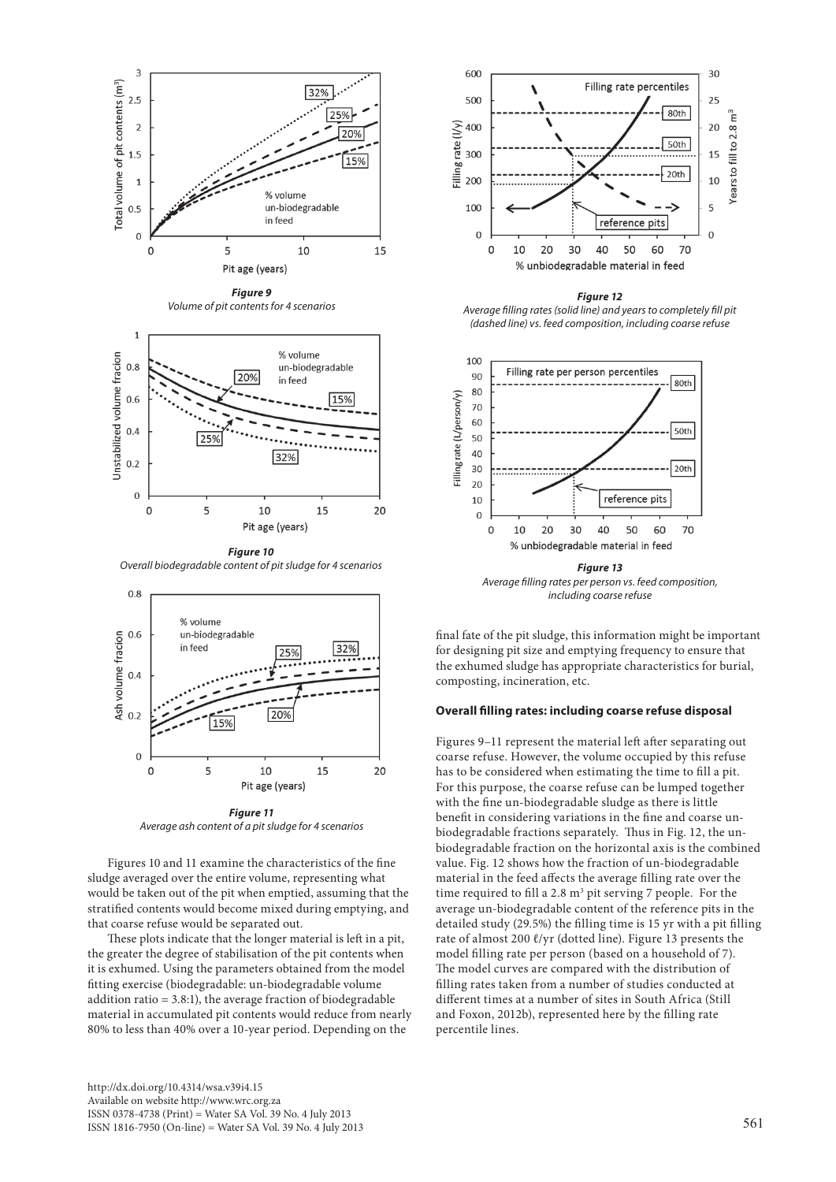*Figure 9*
*Volume of pit contents for 4 scenarios*

*Figure 10*
*Overall biodegradable content of pit sludge for 4 scenarios*

*Figure 11*
*Average ash content of a pit sludge for 4 scenarios*

Figures 10 and 11 examine the characteristics of the fine sludge averaged over the entire volume, representing what would be taken out of the pit when emptied, assuming that the stratified contents would become mixed during emptying, and that coarse refuse would be separated out.

These plots indicate that the longer material is left in a pit, the greater the degree of stabilisation of the pit contents when it is exhumed. Using the parameters obtained from the model fitting exercise (biodegradable: un-biodegradable volume addition ratio = 3.8:1), the average fraction of biodegradable material in accumulated pit contents would reduce from nearly 80% to less than 40% over a 10-year period. Depending on the final fate of the pit sludge, this information might be important for designing pit size and emptying frequency to ensure that the exhumed sludge has appropriate characteristics for burial, composting, incineration, etc.

*Figure 12*
*Average filling rates (solid line) and years to completely fill pit (dashed line) vs. feed composition, including coarse refuse*

*Figure 13*
*Average filling rates per person vs. feed composition, including coarse refuse*

### Overall filling rates: including coarse refuse disposal

Figures 9–11 represent the material left after separating out coarse refuse. However, the volume occupied by this refuse has to be considered when estimating the time to fill a pit. For this purpose, the coarse refuse can be lumped together with the fine un-biodegradable sludge as there is little benefit in considering variations in the fine and coarse un-biodegradable fractions separately. Thus in Fig. 12, the un-biodegradable fraction on the horizontal axis is the combined value. Fig. 12 shows how the fraction of un-biodegradable material in the feed affects the average filling rate over the time required to fill a 2.8 m³ pit serving 7 people. For the average un-biodegradable content of the reference pits in the detailed study (29.5%) the filling time is 15 yr with a pit filling rate of almost 200 ℓ/yr (dotted line). Figure 13 presents the model filling rate per person (based on a household of 7). The model curves are compared with the distribution of filling rates taken from a number of studies conducted at different times at a number of sites in South Africa (Still and Foxon, 2012b), represented here by the filling rate percentile lines.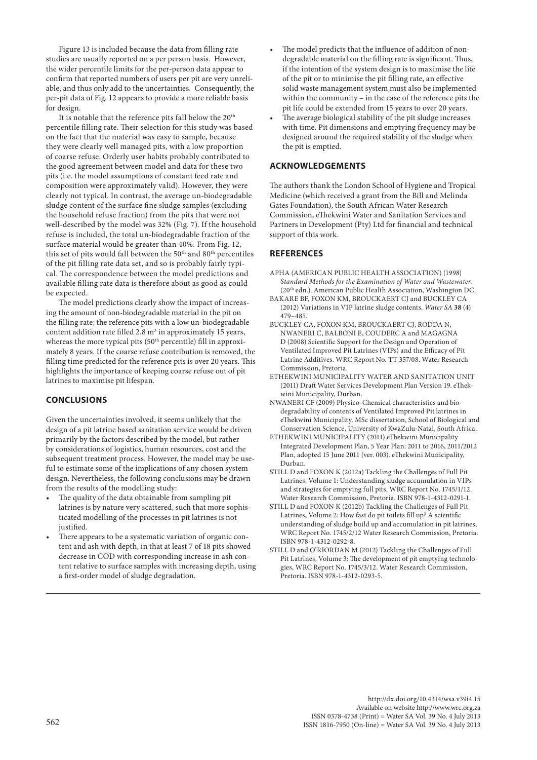Figure 13 is included because the data from filling rate studies are usually reported on a per person basis. However, the wider percentile limits for the per-person data appear to confirm that reported numbers of users per pit are very unreliable, and thus only add to the uncertainties. Consequently, the per-pit data of Fig. 12 appears to provide a more reliable basis for design.

It is notable that the reference pits fall below the 20th percentile filling rate. Their selection for this study was based on the fact that the material was easy to sample, because they were clearly well managed pits, with a low proportion of coarse refuse. Orderly user habits probably contributed to the good agreement between model and data for these two pits (i.e. the model assumptions of constant feed rate and composition were approximately valid). However, they were clearly not typical. In contrast, the average un-biodegradable sludge content of the surface fine sludge samples (excluding the household refuse fraction) from the pits that were not well-described by the model was 32% (Fig. 7). If the household refuse is included, the total un-biodegradable fraction of the surface material would be greater than 40%. From Fig. 12, this set of pits would fall between the 50th and 80th percentiles of the pit filling rate data set, and so is probably fairly typical. The correspondence between the model predictions and available filling rate data is therefore about as good as could be expected.

The model predictions clearly show the impact of increasing the amount of non-biodegradable material in the pit on the filling rate; the reference pits with a low un-biodegradable content addition rate filled 2.8 $m^3$ in approximately 15 years, whereas the more typical pits (50th percentile) fill in approximately 8 years. If the coarse refuse contribution is removed, the filling time predicted for the reference pits is over 20 years. This highlights the importance of keeping coarse refuse out of pit latrines to maximise pit lifespan.

## CONCLUSIONS

Given the uncertainties involved, it seems unlikely that the design of a pit latrine based sanitation service would be driven primarily by the factors described by the model, but rather by considerations of logistics, human resources, cost and the subsequent treatment process. However, the model may be useful to estimate some of the implications of any chosen system design. Nevertheless, the following conclusions may be drawn from the results of the modelling study:

- The quality of the data obtainable from sampling pit latrines is by nature very scattered, such that more sophisticated modelling of the processes in pit latrines is not justified.
- There appears to be a systematic variation of organic content and ash with depth, in that at least 7 of 18 pits showed decrease in COD with corresponding increase in ash content relative to surface samples with increasing depth, using a first-order model of sludge degradation.
- The model predicts that the influence of addition of non-degradable material on the filling rate is significant. Thus, if the intention of the system design is to maximise the life of the pit or to minimise the pit filling rate, an effective solid waste management system must also be implemented within the community – in the case of the reference pits the pit life could be extended from 15 years to over 20 years.
- The average biological stability of the pit sludge increases with time. Pit dimensions and emptying frequency may be designed around the required stability of the sludge when the pit is emptied.

## ACKNOWLEDGEMENTS

The authors thank the London School of Hygiene and Tropical Medicine (which received a grant from the Bill and Melinda Gates Foundation), the South African Water Research Commission, eThekwini Water and Sanitation Services and Partners in Development (Pty) Ltd for financial and technical support of this work.

## REFERENCES

APHA (AMERICAN PUBLIC HEALTH ASSOCIATION) (1998) *Standard Methods for the Examination of Water and Wastewater.* (20th edn.). American Public Health Association, Washington DC.

BAKARE BF, FOXON KM, BROUCKAERT CJ and BUCKLEY CA (2012) Variations in VIP latrine sludge contents. *Water SA* **38** (4) 479–485.

BUCKLEY CA, FOXON KM, BROUCKAERT CJ, RODDA N, NWANERI C, BALBONI E, COUDERC A and MAGAGNA D (2008) Scientific Support for the Design and Operation of Ventilated Improved Pit Latrines (VIPs) and the Efficacy of Pit Latrine Additives. WRC Report No. TT 357/08. Water Research Commission, Pretoria.

ETHEKWINI MUNICIPALITY WATER AND SANITATION UNIT (2011) Draft Water Services Development Plan Version 19. eThekwini Municipality, Durban.

NWANERI CF (2009) Physico-Chemical characteristics and biodegradability of contents of Ventilated Improved Pit latrines in eThekwini Municipality. MSc dissertation, School of Biological and Conservation Science, University of KwaZulu-Natal, South Africa.

ETHEKWINI MUNICIPALITY (2011) eThekwini Municipality Integrated Development Plan, 5 Year Plan: 2011 to 2016, 2011/2012 Plan, adopted 15 June 2011 (ver. 003). eThekwini Municipality, Durban.

STILL D and FOXON K (2012a) Tackling the Challenges of Full Pit Latrines, Volume 1: Understanding sludge accumulation in VIPs and strategies for emptying full pits. WRC Report No. 1745/1/12. Water Research Commission, Pretoria. ISBN 978-1-4312-0291-1.

STILL D and FOXON K (2012b) Tackling the Challenges of Full Pit Latrines, Volume 2: How fast do pit toilets fill up? A scientific understanding of sludge build up and accumulation in pit latrines, WRC Report No. 1745/2/12 Water Research Commission, Pretoria. ISBN 978-1-4312-0292-8.

STILL D and O'RIORDAN M (2012) Tackling the Challenges of Full Pit Latrines, Volume 3: The development of pit emptying technologies, WRC Report No. 1745/3/12. Water Research Commission, Pretoria. ISBN 978-1-4312-0293-5.